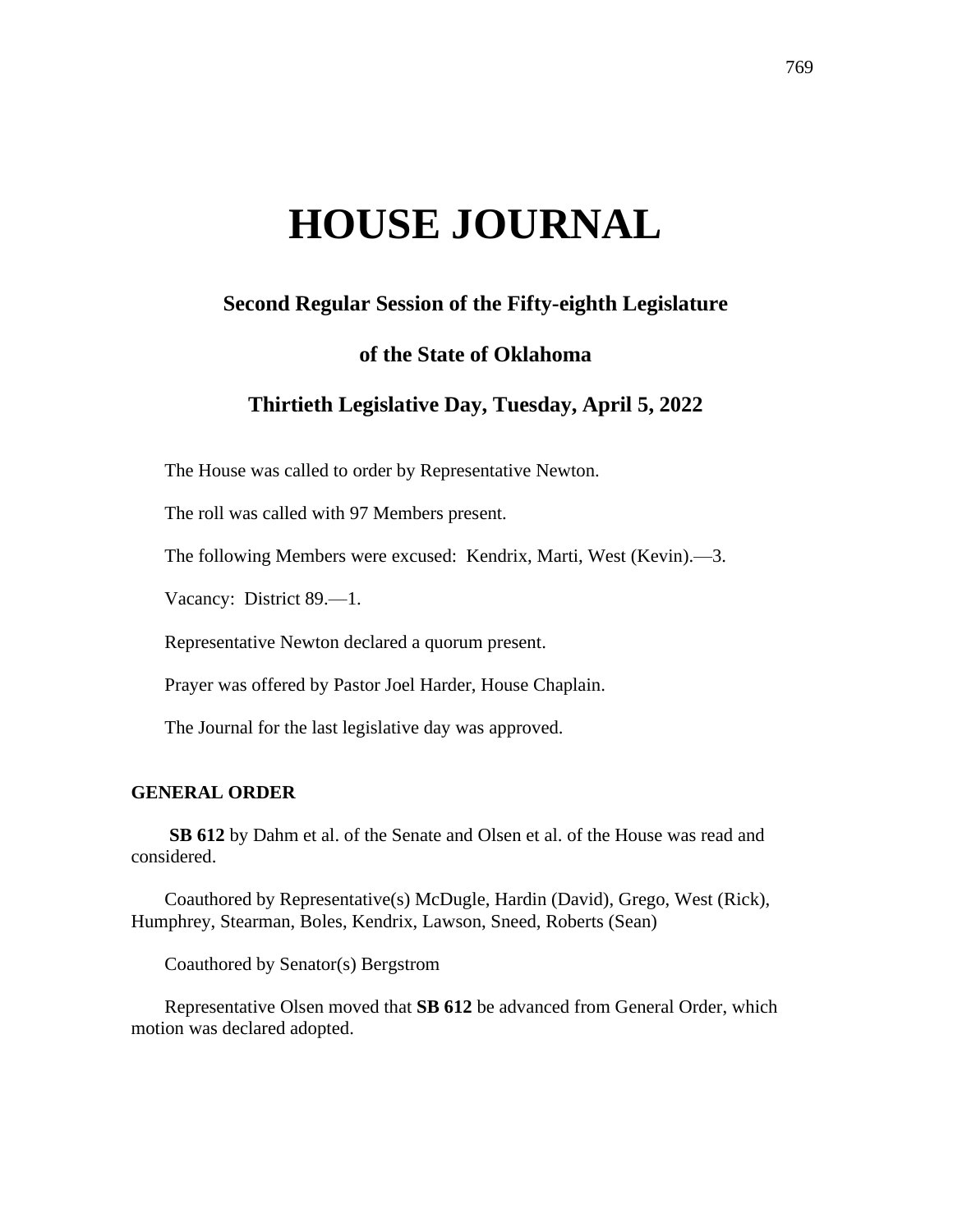# HOUSE JOURNAL

## Second Regular Session of the Fifty-eighth Legislature

## of the State of Oklahoma

## Thirtieth Legislative Day, Tuesday, April 5, 2022

The House was called to order by Representative Newton.

The roll was called with 97 Members present.

The following Members were excused: Kendrix, Marti, West (Kevin).—3.

Vacancy: District 89.—1.

Representative Newton declared a quorum present.

Prayer was offered by Pastor Joel Harder, House Chaplain.

The Journal for the last legislative day was approved.

**GENERAL ORDER**

**SB 612** by Dahm et al. of the Senate and Olsen et al. of the House was read and considered.

Coauthored by Representative(s) McDugle, Hardin (David), Grego, West (Rick), Humphrey, Stearman, Boles, Kendrix, Lawson, Sneed, Roberts (Sean)

Coauthored by Senator(s) Bergstrom

Representative Olsen moved that **SB 612** be advanced from General Order, which motion was declared adopted.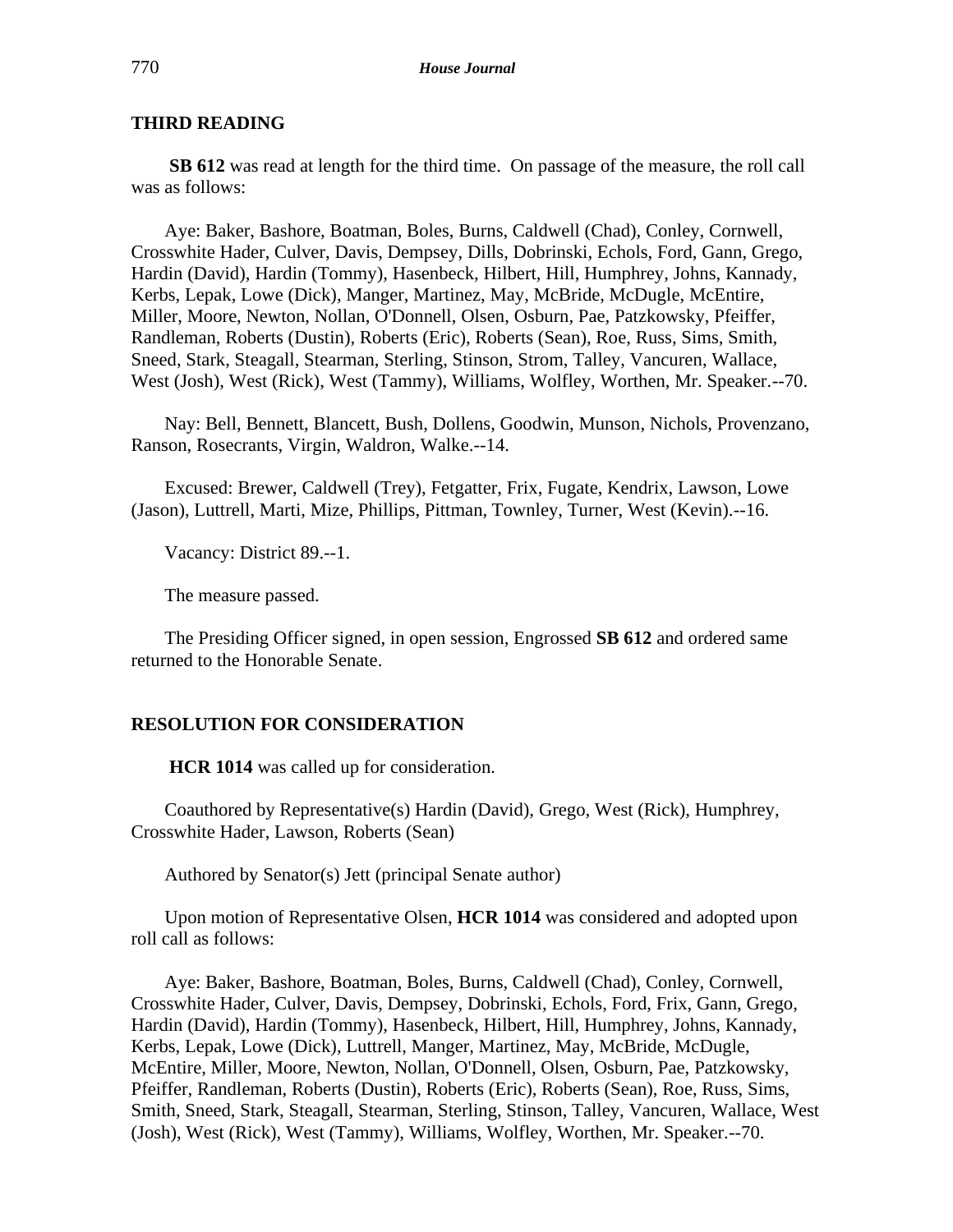## THIRD READING

**SB 612** was read at length for the third time. On passage of the measure, the roll call was as follows:

Aye: Baker, Bashore, Boatman, Boles, Burns, Caldwell (Chad), Conley, Cornwell, Crosswhite Hader, Culver, Davis, Dempsey, Dills, Dobrinski, Echols, Ford, Gann, Grego, Hardin (David), Hardin (Tommy), Hasenbeck, Hilbert, Hill, Humphrey, Johns, Kannady, Kerbs, Lepak, Lowe (Dick), Manger, Martinez, May, McBride, McDugle, McEntire, Miller, Moore, Newton, Nollan, O'Donnell, Olsen, Osburn, Pae, Patzkowsky, Pfeiffer, Randleman, Roberts (Dustin), Roberts (Eric), Roberts (Sean), Roe, Russ, Sims, Smith, Sneed, Stark, Steagall, Stearman, Sterling, Stinson, Strom, Talley, Vancuren, Wallace, West (Josh), West (Rick), West (Tammy), Williams, Wolfley, Worthen, Mr. Speaker.--70.

Nay: Bell, Bennett, Blancett, Bush, Dollens, Goodwin, Munson, Nichols, Provenzano, Ranson, Rosecrants, Virgin, Waldron, Walke.--14.

Excused: Brewer, Caldwell (Trey), Fetgatter, Frix, Fugate, Kendrix, Lawson, Lowe (Jason), Luttrell, Marti, Mize, Phillips, Pittman, Townley, Turner, West (Kevin).--16.

Vacancy: District 89.--1.

The measure passed.

The Presiding Officer signed, in open session, Engrossed **SB 612** and ordered same returned to the Honorable Senate.

## RESOLUTION FOR CONSIDERATION

**HCR 1014** was called up for consideration.

Coauthored by Representative(s) Hardin (David), Grego, West (Rick), Humphrey, Crosswhite Hader, Lawson, Roberts (Sean)

Authored by Senator(s) Jett (principal Senate author)

Upon motion of Representative Olsen, **HCR 1014** was considered and adopted upon roll call as follows:

Aye: Baker, Bashore, Boatman, Boles, Burns, Caldwell (Chad), Conley, Cornwell, Crosswhite Hader, Culver, Davis, Dempsey, Dobrinski, Echols, Ford, Frix, Gann, Grego, Hardin (David), Hardin (Tommy), Hasenbeck, Hilbert, Hill, Humphrey, Johns, Kannady, Kerbs, Lepak, Lowe (Dick), Luttrell, Manger, Martinez, May, McBride, McDugle, McEntire, Miller, Moore, Newton, Nollan, O'Donnell, Olsen, Osburn, Pae, Patzkowsky, Pfeiffer, Randleman, Roberts (Dustin), Roberts (Eric), Roberts (Sean), Roe, Russ, Sims, Smith, Sneed, Stark, Steagall, Stearman, Sterling, Stinson, Talley, Vancuren, Wallace, West (Josh), West (Rick), West (Tammy), Williams, Wolfley, Worthen, Mr. Speaker.--70.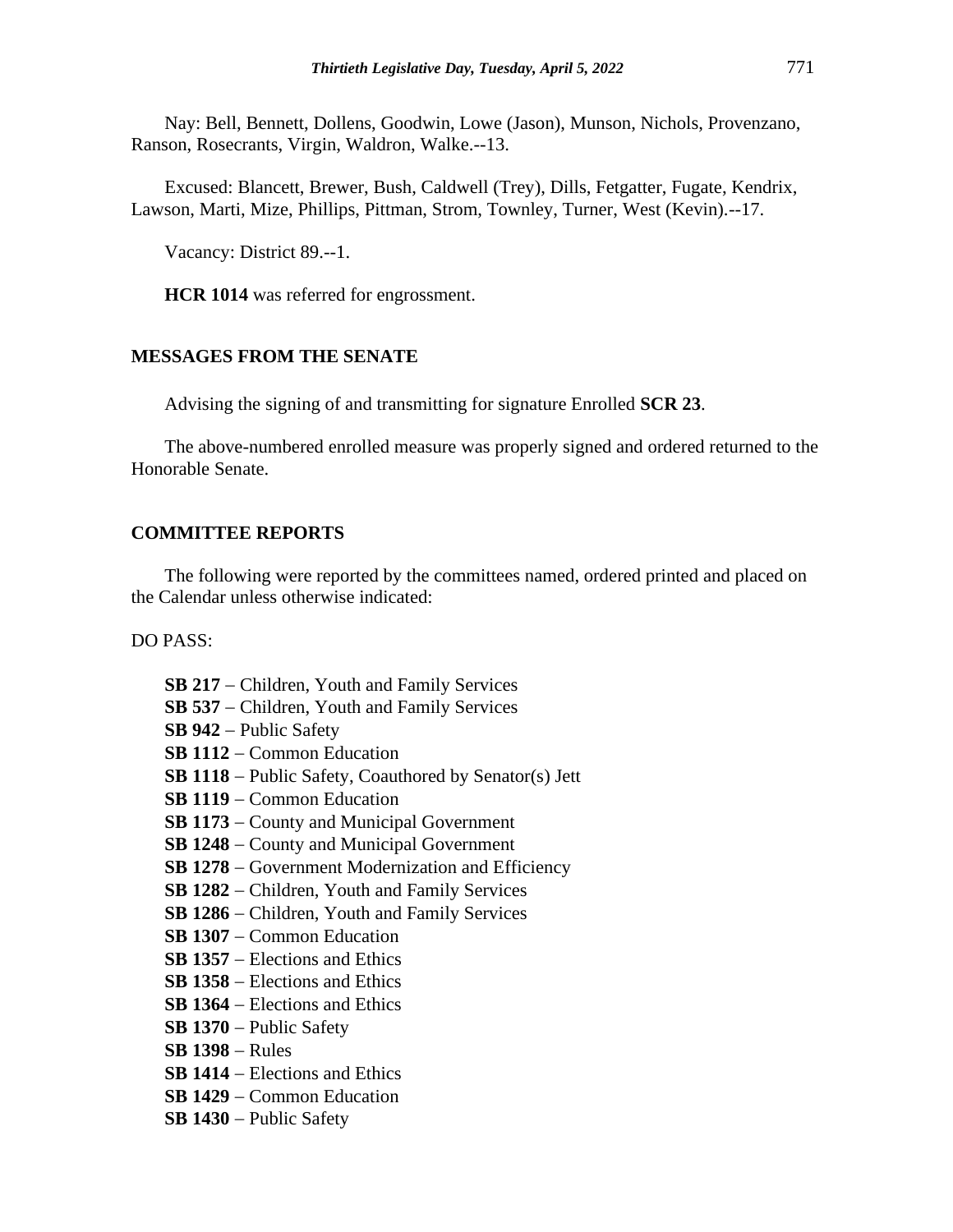Nay: Bell, Bennett, Dollens, Goodwin, Lowe (Jason), Munson, Nichols, Provenzano, Ranson, Rosecrants, Virgin, Waldron, Walke.--13.

Excused: Blancett, Brewer, Bush, Caldwell (Trey), Dills, Fetgatter, Fugate, Kendrix, Lawson, Marti, Mize, Phillips, Pittman, Strom, Townley, Turner, West (Kevin).--17.

Vacancy: District 89.--1.

**HCR 1014** was referred for engrossment.

## MESSAGES FROM THE SENATE

Advising the signing of and transmitting for signature Enrolled **SCR 23**.

The above-numbered enrolled measure was properly signed and ordered returned to the Honorable Senate.

## COMMITTEE REPORTS

The following were reported by the committees named, ordered printed and placed on the Calendar unless otherwise indicated:

DO PASS:

**SB 217** – Children, Youth and Family Services
**SB 537** – Children, Youth and Family Services
**SB 942** – Public Safety
**SB 1112** – Common Education
**SB 1118** – Public Safety, Coauthored by Senator(s) Jett
**SB 1119** – Common Education
**SB 1173** – County and Municipal Government
**SB 1248** – County and Municipal Government
**SB 1278** – Government Modernization and Efficiency
**SB 1282** – Children, Youth and Family Services
**SB 1286** – Children, Youth and Family Services
**SB 1307** – Common Education
**SB 1357** – Elections and Ethics
**SB 1358** – Elections and Ethics
**SB 1364** – Elections and Ethics
**SB 1370** – Public Safety
**SB 1398** – Rules
**SB 1414** – Elections and Ethics
**SB 1429** – Common Education
**SB 1430** – Public Safety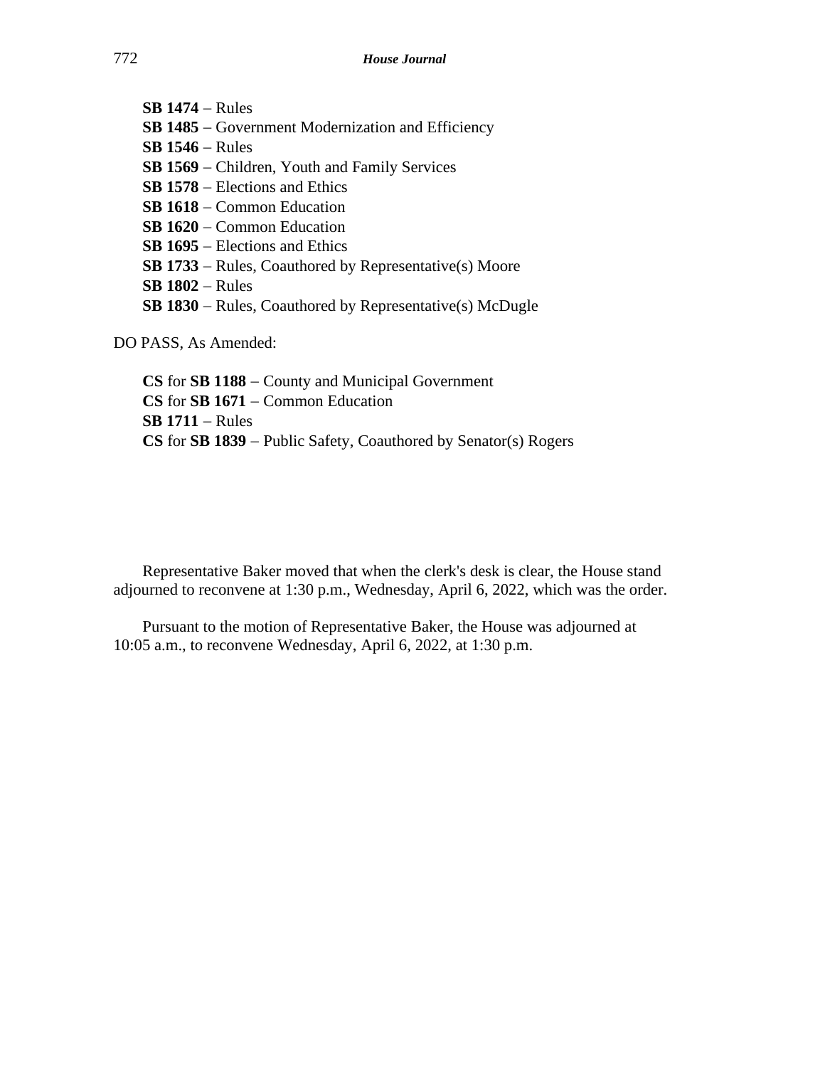**SB 1474** − Rules
**SB 1485** − Government Modernization and Efficiency
**SB 1546** − Rules
**SB 1569** − Children, Youth and Family Services
**SB 1578** − Elections and Ethics
**SB 1618** − Common Education
**SB 1620** − Common Education
**SB 1695** − Elections and Ethics
**SB 1733** − Rules, Coauthored by Representative(s) Moore
**SB 1802** − Rules
**SB 1830** − Rules, Coauthored by Representative(s) McDugle

DO PASS, As Amended:

**CS** for **SB 1188** − County and Municipal Government
**CS** for **SB 1671** − Common Education
**SB 1711** − Rules
**CS** for **SB 1839** − Public Safety, Coauthored by Senator(s) Rogers

Representative Baker moved that when the clerk's desk is clear, the House stand adjourned to reconvene at 1:30 p.m., Wednesday, April 6, 2022, which was the order.

Pursuant to the motion of Representative Baker, the House was adjourned at 10:05 a.m., to reconvene Wednesday, April 6, 2022, at 1:30 p.m.